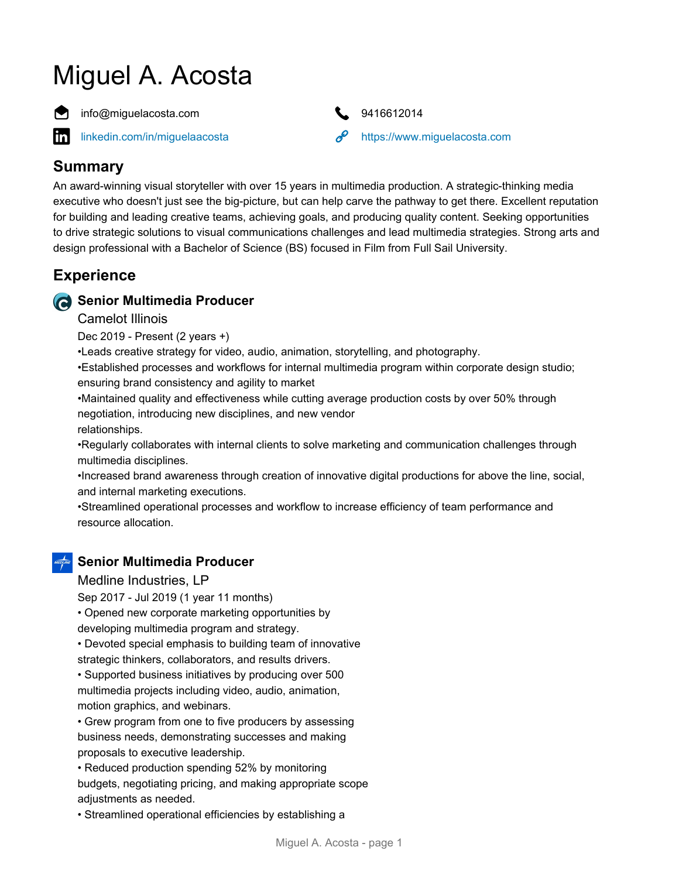# Miguel A. Acosta

info@miguelacosta.com

9416612014

linkedin.com/in/miguelaacosta

https://www.miguelacosta.com

## Summary

An award-winning visual storyteller with over 15 years in multimedia production. A strategic-thinking media executive who doesn't just see the big-picture, but can help carve the pathway to get there. Excellent reputation for building and leading creative teams, achieving goals, and producing quality content. Seeking opportunities to drive strategic solutions to visual communications challenges and lead multimedia strategies. Strong arts and design professional with a Bachelor of Science (BS) focused in Film from Full Sail University.

## Experience

### Senior Multimedia Producer

Camelot Illinois

Dec 2019 - Present (2 years +)

•Leads creative strategy for video, audio, animation, storytelling, and photography.

•Established processes and workflows for internal multimedia program within corporate design studio; ensuring brand consistency and agility to market

•Maintained quality and effectiveness while cutting average production costs by over 50% through negotiation, introducing new disciplines, and new vendor relationships.

•Regularly collaborates with internal clients to solve marketing and communication challenges through multimedia disciplines.

•Increased brand awareness through creation of innovative digital productions for above the line, social, and internal marketing executions.

•Streamlined operational processes and workflow to increase efficiency of team performance and resource allocation.

### Senior Multimedia Producer

Medline Industries, LP

Sep 2017 - Jul 2019 (1 year 11 months)

• Opened new corporate marketing opportunities by developing multimedia program and strategy.

• Devoted special emphasis to building team of innovative strategic thinkers, collaborators, and results drivers.

• Supported business initiatives by producing over 500 multimedia projects including video, audio, animation, motion graphics, and webinars.

• Grew program from one to five producers by assessing business needs, demonstrating successes and making proposals to executive leadership.

• Reduced production spending 52% by monitoring budgets, negotiating pricing, and making appropriate scope adjustments as needed.

• Streamlined operational efficiencies by establishing a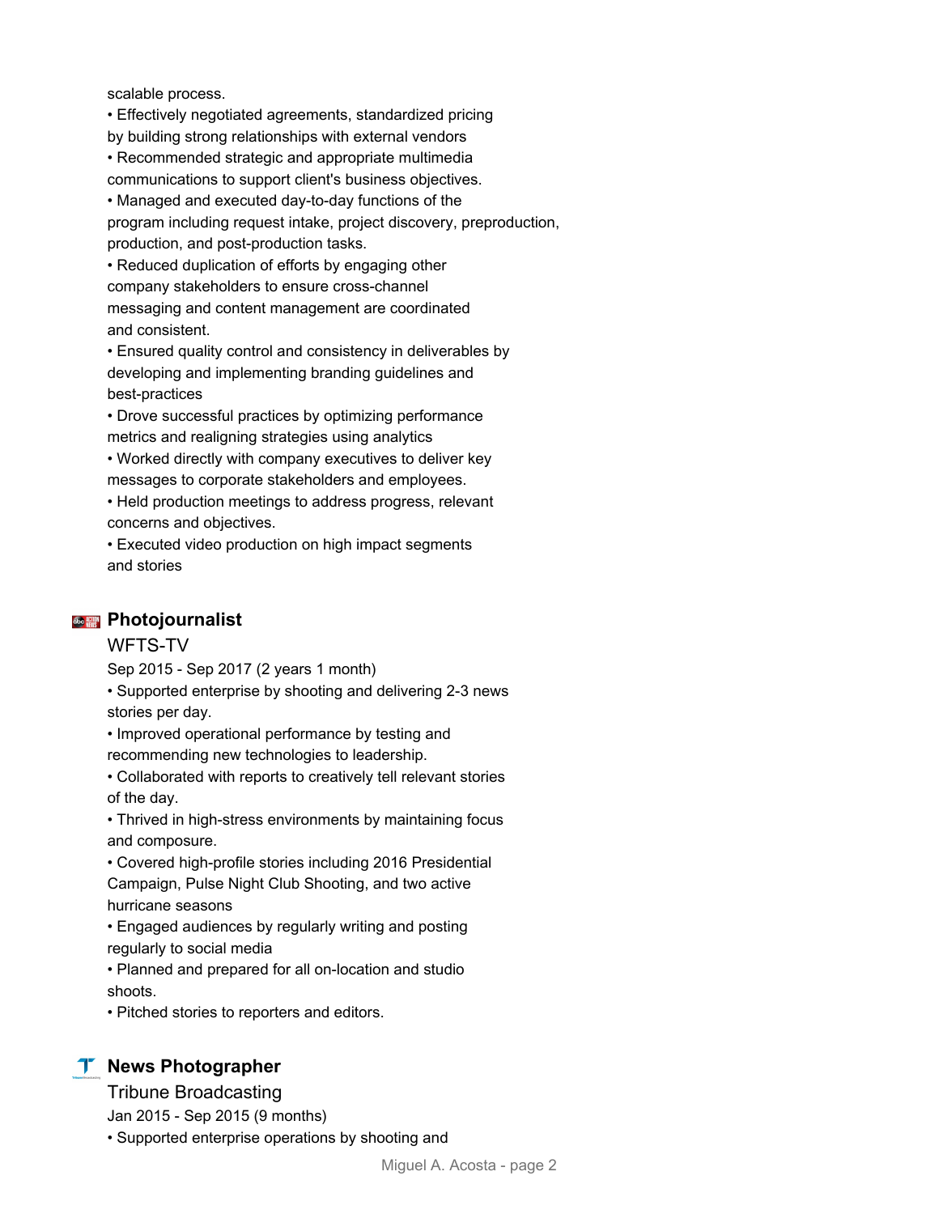scalable process.

• Effectively negotiated agreements, standardized pricing by building strong relationships with external vendors
• Recommended strategic and appropriate multimedia communications to support client's business objectives.
• Managed and executed day-to-day functions of the program including request intake, project discovery, preproduction, production, and post-production tasks.
• Reduced duplication of efforts by engaging other company stakeholders to ensure cross-channel messaging and content management are coordinated and consistent.
• Ensured quality control and consistency in deliverables by developing and implementing branding guidelines and best-practices
• Drove successful practices by optimizing performance metrics and realigning strategies using analytics
• Worked directly with company executives to deliver key messages to corporate stakeholders and employees.
• Held production meetings to address progress, relevant concerns and objectives.
• Executed video production on high impact segments and stories

### Photojournalist

WFTS-TV

Sep 2015 - Sep 2017 (2 years 1 month)

• Supported enterprise by shooting and delivering 2-3 news stories per day.
• Improved operational performance by testing and recommending new technologies to leadership.
• Collaborated with reports to creatively tell relevant stories of the day.
• Thrived in high-stress environments by maintaining focus and composure.
• Covered high-profile stories including 2016 Presidential Campaign, Pulse Night Club Shooting, and two active hurricane seasons
• Engaged audiences by regularly writing and posting regularly to social media
• Planned and prepared for all on-location and studio shoots.
• Pitched stories to reporters and editors.

### News Photographer

Tribune Broadcasting

Jan 2015 - Sep 2015 (9 months)

• Supported enterprise operations by shooting and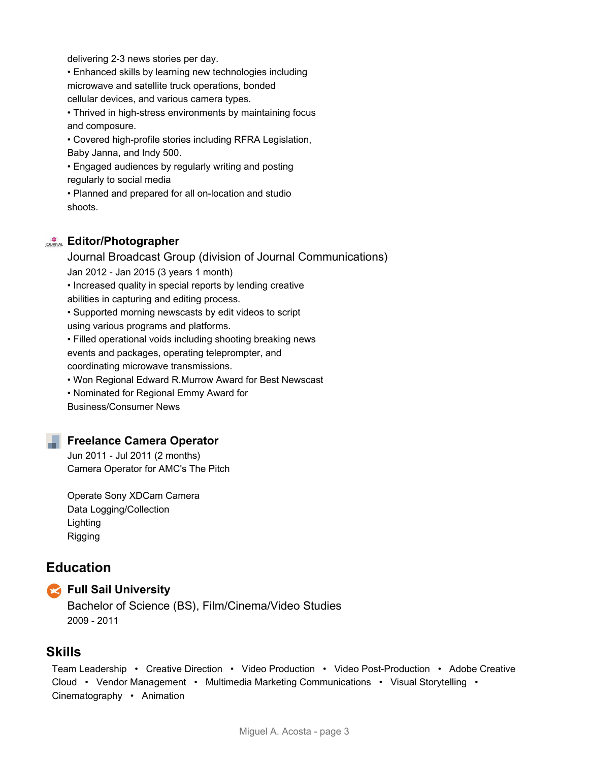delivering 2-3 news stories per day.
• Enhanced skills by learning new technologies including microwave and satellite truck operations, bonded cellular devices, and various camera types.
• Thrived in high-stress environments by maintaining focus and composure.
• Covered high-profile stories including RFRA Legislation, Baby Janna, and Indy 500.
• Engaged audiences by regularly writing and posting regularly to social media
• Planned and prepared for all on-location and studio shoots.

### Editor/Photographer

Journal Broadcast Group (division of Journal Communications)
Jan 2012 - Jan 2015 (3 years 1 month)
• Increased quality in special reports by lending creative abilities in capturing and editing process.
• Supported morning newscasts by edit videos to script using various programs and platforms.
• Filled operational voids including shooting breaking news events and packages, operating teleprompter, and coordinating microwave transmissions.
• Won Regional Edward R.Murrow Award for Best Newscast
• Nominated for Regional Emmy Award for Business/Consumer News

### Freelance Camera Operator

Jun 2011 - Jul 2011 (2 months)
Camera Operator for AMC's The Pitch

Operate Sony XDCam Camera
Data Logging/Collection
Lighting
Rigging

## Education

### Full Sail University

Bachelor of Science (BS), Film/Cinema/Video Studies
2009 - 2011

## Skills

Team Leadership • Creative Direction • Video Production • Video Post-Production • Adobe Creative Cloud • Vendor Management • Multimedia Marketing Communications • Visual Storytelling • Cinematography • Animation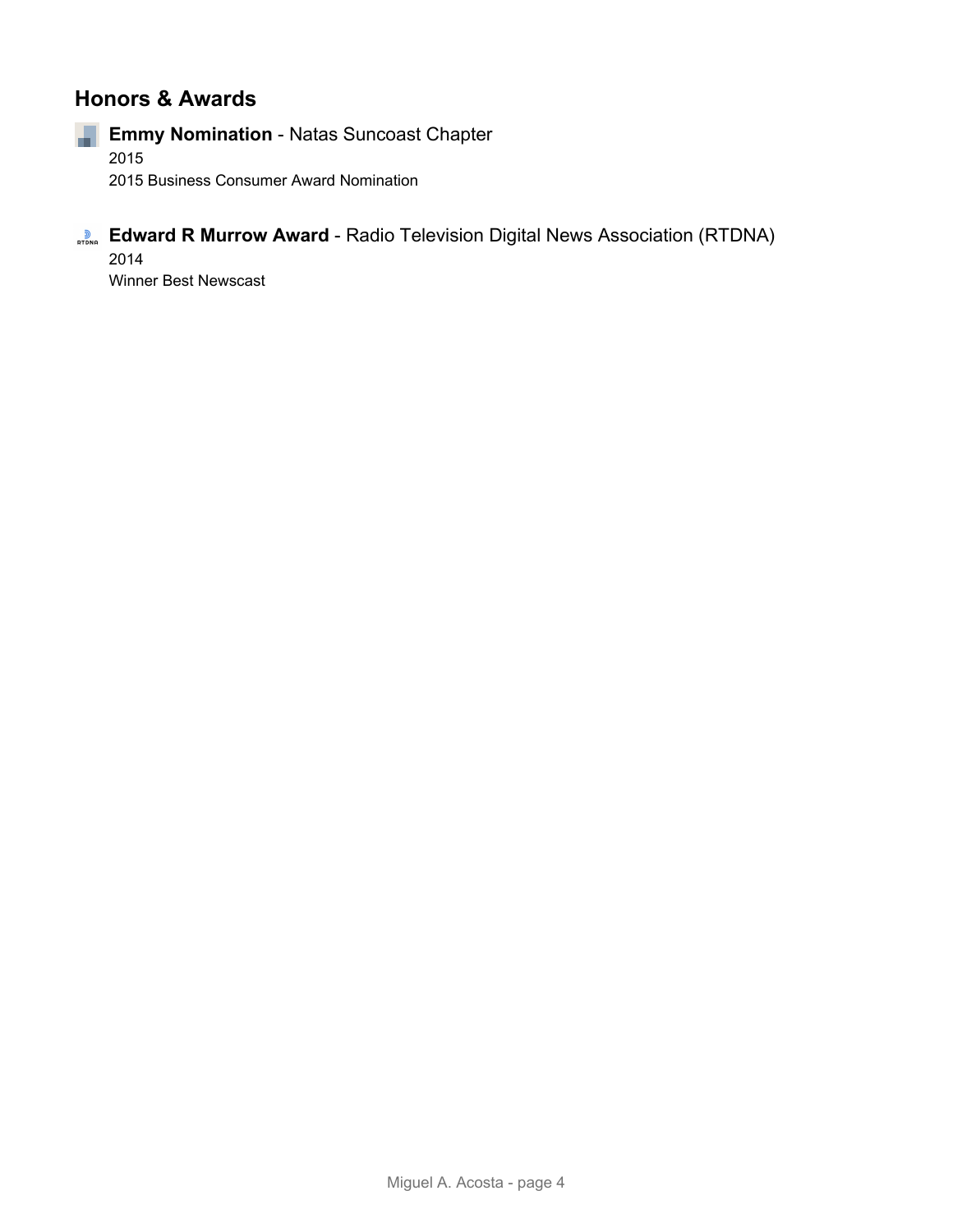## Honors & Awards

**Emmy Nomination** - Natas Suncoast Chapter
2015
2015 Business Consumer Award Nomination

**Edward R Murrow Award** - Radio Television Digital News Association (RTDNA)
2014
Winner Best Newscast